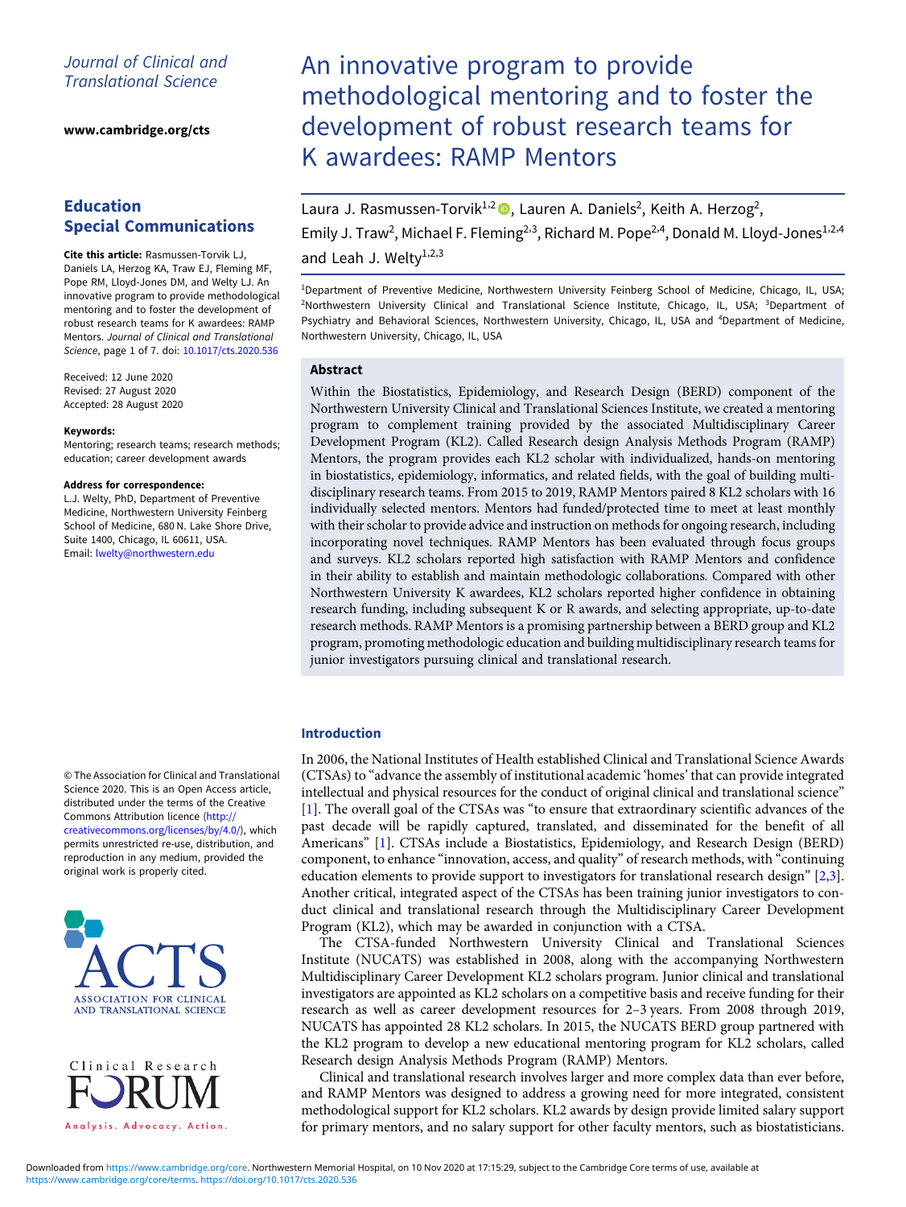Journal of Clinical and Translational Science

www.cambridge.org/cts

**Education Special Communications**

**Cite this article:** Rasmussen-Torvik LJ, Daniels LA, Herzog KA, Traw EJ, Fleming MF, Pope RM, Lloyd-Jones DM, and Welty LJ. An innovative program to provide methodological mentoring and to foster the development of robust research teams for K awardees: RAMP Mentors. *Journal of Clinical and Translational Science*, page 1 of 7. doi: 10.1017/cts.2020.536

Received: 12 June 2020
Revised: 27 August 2020
Accepted: 28 August 2020

**Keywords:**
Mentoring; research teams; research methods; education; career development awards

**Address for correspondence:**
L.J. Welty, PhD, Department of Preventive Medicine, Northwestern University Feinberg School of Medicine, 680 N. Lake Shore Drive, Suite 1400, Chicago, IL 60611, USA.
Email: lwelty@northwestern.edu

© The Association for Clinical and Translational Science 2020. This is an Open Access article, distributed under the terms of the Creative Commons Attribution licence (http://creativecommons.org/licenses/by/4.0/), which permits unrestricted re-use, distribution, and reproduction in any medium, provided the original work is properly cited.

# An innovative program to provide methodological mentoring and to foster the development of robust research teams for K awardees: RAMP Mentors

Laura J. Rasmussen-Torvik[1,2], Lauren A. Daniels[2], Keith A. Herzog[2], Emily J. Traw[2], Michael F. Fleming[2,3], Richard M. Pope[2,4], Donald M. Lloyd-Jones[1,2,4] and Leah J. Welty[1,2,3]

[1]Department of Preventive Medicine, Northwestern University Feinberg School of Medicine, Chicago, IL, USA; [2]Northwestern University Clinical and Translational Science Institute, Chicago, IL, USA; [3]Department of Psychiatry and Behavioral Sciences, Northwestern University, Chicago, IL, USA and [4]Department of Medicine, Northwestern University, Chicago, IL, USA

## Abstract

Within the Biostatistics, Epidemiology, and Research Design (BERD) component of the Northwestern University Clinical and Translational Sciences Institute, we created a mentoring program to complement training provided by the associated Multidisciplinary Career Development Program (KL2). Called Research design Analysis Methods Program (RAMP) Mentors, the program provides each KL2 scholar with individualized, hands-on mentoring in biostatistics, epidemiology, informatics, and related fields, with the goal of building multidisciplinary research teams. From 2015 to 2019, RAMP Mentors paired 8 KL2 scholars with 16 individually selected mentors. Mentors had funded/protected time to meet at least monthly with their scholar to provide advice and instruction on methods for ongoing research, including incorporating novel techniques. RAMP Mentors has been evaluated through focus groups and surveys. KL2 scholars reported high satisfaction with RAMP Mentors and confidence in their ability to establish and maintain methodologic collaborations. Compared with other Northwestern University K awardees, KL2 scholars reported higher confidence in obtaining research funding, including subsequent K or R awards, and selecting appropriate, up-to-date research methods. RAMP Mentors is a promising partnership between a BERD group and KL2 program, promoting methodologic education and building multidisciplinary research teams for junior investigators pursuing clinical and translational research.

## Introduction

In 2006, the National Institutes of Health established Clinical and Translational Science Awards (CTSAs) to "advance the assembly of institutional academic 'homes' that can provide integrated intellectual and physical resources for the conduct of original clinical and translational science" [1]. The overall goal of the CTSAs was "to ensure that extraordinary scientific advances of the past decade will be rapidly captured, translated, and disseminated for the benefit of all Americans" [1]. CTSAs include a Biostatistics, Epidemiology, and Research Design (BERD) component, to enhance "innovation, access, and quality" of research methods, with "continuing education elements to provide support to investigators for translational research design" [2,3]. Another critical, integrated aspect of the CTSAs has been training junior investigators to conduct clinical and translational research through the Multidisciplinary Career Development Program (KL2), which may be awarded in conjunction with a CTSA.

The CTSA-funded Northwestern University Clinical and Translational Sciences Institute (NUCATS) was established in 2008, along with the accompanying Northwestern Multidisciplinary Career Development KL2 scholars program. Junior clinical and translational investigators are appointed as KL2 scholars on a competitive basis and receive funding for their research as well as career development resources for 2–3 years. From 2008 through 2019, NUCATS has appointed 28 KL2 scholars. In 2015, the NUCATS BERD group partnered with the KL2 program to develop a new educational mentoring program for KL2 scholars, called Research design Analysis Methods Program (RAMP) Mentors.

Clinical and translational research involves larger and more complex data than ever before, and RAMP Mentors was designed to address a growing need for more integrated, consistent methodological support for KL2 scholars. KL2 awards by design provide limited salary support for primary mentors, and no salary support for other faculty mentors, such as biostatisticians.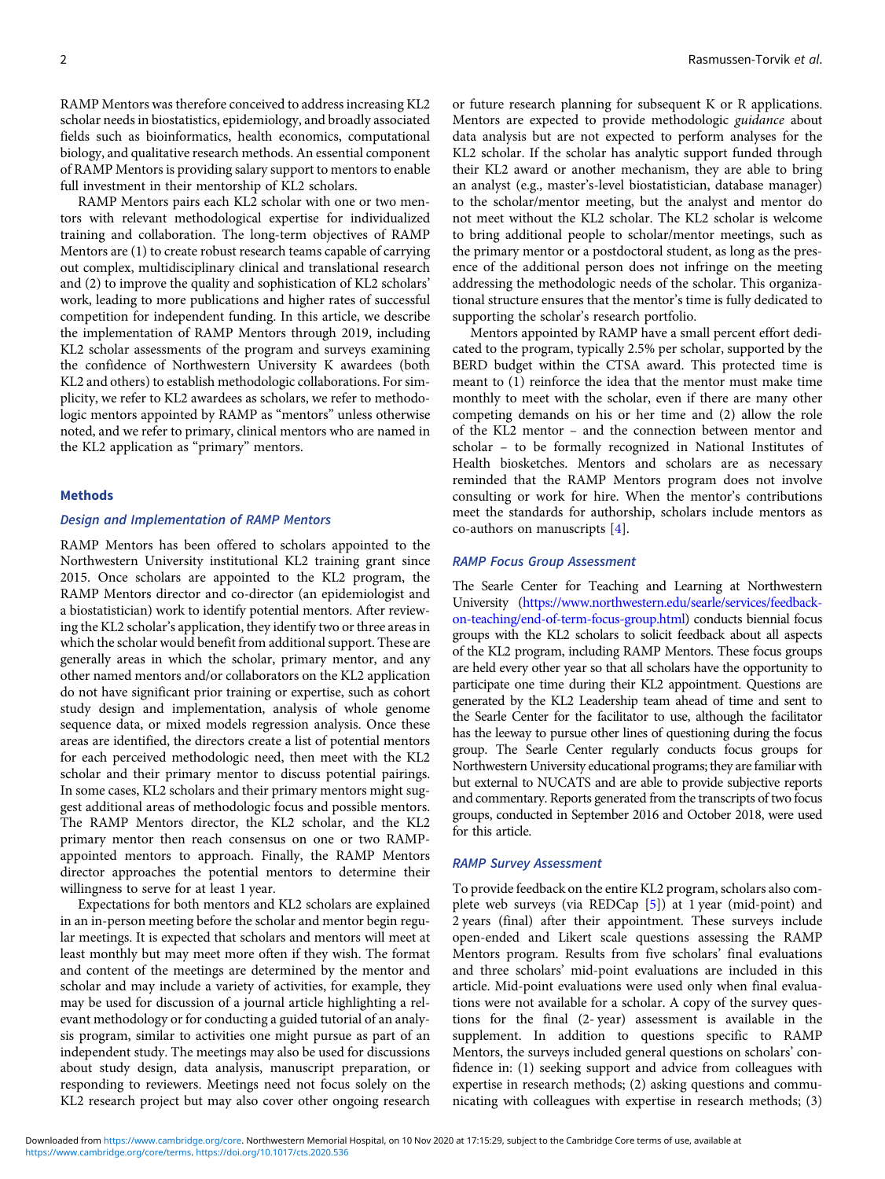RAMP Mentors was therefore conceived to address increasing KL2 scholar needs in biostatistics, epidemiology, and broadly associated fields such as bioinformatics, health economics, computational biology, and qualitative research methods. An essential component of RAMP Mentors is providing salary support to mentors to enable full investment in their mentorship of KL2 scholars.

RAMP Mentors pairs each KL2 scholar with one or two mentors with relevant methodological expertise for individualized training and collaboration. The long-term objectives of RAMP Mentors are (1) to create robust research teams capable of carrying out complex, multidisciplinary clinical and translational research and (2) to improve the quality and sophistication of KL2 scholars' work, leading to more publications and higher rates of successful competition for independent funding. In this article, we describe the implementation of RAMP Mentors through 2019, including KL2 scholar assessments of the program and surveys examining the confidence of Northwestern University K awardees (both KL2 and others) to establish methodologic collaborations. For simplicity, we refer to KL2 awardees as scholars, we refer to methodologic mentors appointed by RAMP as "mentors" unless otherwise noted, and we refer to primary, clinical mentors who are named in the KL2 application as "primary" mentors.

## Methods

### *Design and Implementation of RAMP Mentors*

RAMP Mentors has been offered to scholars appointed to the Northwestern University institutional KL2 training grant since 2015. Once scholars are appointed to the KL2 program, the RAMP Mentors director and co-director (an epidemiologist and a biostatistician) work to identify potential mentors. After reviewing the KL2 scholar's application, they identify two or three areas in which the scholar would benefit from additional support. These are generally areas in which the scholar, primary mentor, and any other named mentors and/or collaborators on the KL2 application do not have significant prior training or expertise, such as cohort study design and implementation, analysis of whole genome sequence data, or mixed models regression analysis. Once these areas are identified, the directors create a list of potential mentors for each perceived methodologic need, then meet with the KL2 scholar and their primary mentor to discuss potential pairings. In some cases, KL2 scholars and their primary mentors might suggest additional areas of methodologic focus and possible mentors. The RAMP Mentors director, the KL2 scholar, and the KL2 primary mentor then reach consensus on one or two RAMP-appointed mentors to approach. Finally, the RAMP Mentors director approaches the potential mentors to determine their willingness to serve for at least 1 year.

Expectations for both mentors and KL2 scholars are explained in an in-person meeting before the scholar and mentor begin regular meetings. It is expected that scholars and mentors will meet at least monthly but may meet more often if they wish. The format and content of the meetings are determined by the mentor and scholar and may include a variety of activities, for example, they may be used for discussion of a journal article highlighting a relevant methodology or for conducting a guided tutorial of an analysis program, similar to activities one might pursue as part of an independent study. The meetings may also be used for discussions about study design, data analysis, manuscript preparation, or responding to reviewers. Meetings need not focus solely on the KL2 research project but may also cover other ongoing research or future research planning for subsequent K or R applications. Mentors are expected to provide methodologic *guidance* about data analysis but are not expected to perform analyses for the KL2 scholar. If the scholar has analytic support funded through their KL2 award or another mechanism, they are able to bring an analyst (e.g., master's-level biostatistician, database manager) to the scholar/mentor meeting, but the analyst and mentor do not meet without the KL2 scholar. The KL2 scholar is welcome to bring additional people to scholar/mentor meetings, such as the primary mentor or a postdoctoral student, as long as the presence of the additional person does not infringe on the meeting addressing the methodologic needs of the scholar. This organizational structure ensures that the mentor's time is fully dedicated to supporting the scholar's research portfolio.

Mentors appointed by RAMP have a small percent effort dedicated to the program, typically 2.5% per scholar, supported by the BERD budget within the CTSA award. This protected time is meant to (1) reinforce the idea that the mentor must make time monthly to meet with the scholar, even if there are many other competing demands on his or her time and (2) allow the role of the KL2 mentor – and the connection between mentor and scholar – to be formally recognized in National Institutes of Health biosketches. Mentors and scholars are as necessary reminded that the RAMP Mentors program does not involve consulting or work for hire. When the mentor's contributions meet the standards for authorship, scholars include mentors as co-authors on manuscripts [4].

### *RAMP Focus Group Assessment*

The Searle Center for Teaching and Learning at Northwestern University (https://www.northwestern.edu/searle/services/feedback-on-teaching/end-of-term-focus-group.html) conducts biennial focus groups with the KL2 scholars to solicit feedback about all aspects of the KL2 program, including RAMP Mentors. These focus groups are held every other year so that all scholars have the opportunity to participate one time during their KL2 appointment. Questions are generated by the KL2 Leadership team ahead of time and sent to the Searle Center for the facilitator to use, although the facilitator has the leeway to pursue other lines of questioning during the focus group. The Searle Center regularly conducts focus groups for Northwestern University educational programs; they are familiar with but external to NUCATS and are able to provide subjective reports and commentary. Reports generated from the transcripts of two focus groups, conducted in September 2016 and October 2018, were used for this article.

### *RAMP Survey Assessment*

To provide feedback on the entire KL2 program, scholars also complete web surveys (via REDCap [5]) at 1 year (mid-point) and 2 years (final) after their appointment. These surveys include open-ended and Likert scale questions assessing the RAMP Mentors program. Results from five scholars' final evaluations and three scholars' mid-point evaluations are included in this article. Mid-point evaluations were used only when final evaluations were not available for a scholar. A copy of the survey questions for the final (2- year) assessment is available in the supplement. In addition to questions specific to RAMP Mentors, the surveys included general questions on scholars' confidence in: (1) seeking support and advice from colleagues with expertise in research methods; (2) asking questions and communicating with colleagues with expertise in research methods; (3)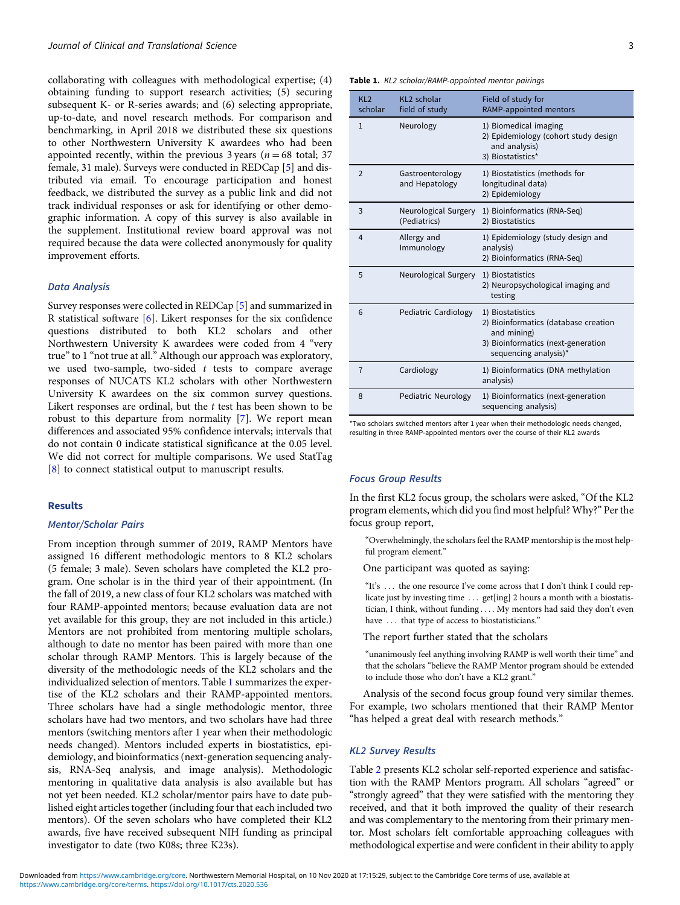collaborating with colleagues with methodological expertise; (4) obtaining funding to support research activities; (5) securing subsequent K- or R-series awards; and (6) selecting appropriate, up-to-date, and novel research methods. For comparison and benchmarking, in April 2018 we distributed these six questions to other Northwestern University K awardees who had been appointed recently, within the previous 3 years ($n = 68$ total; 37 female, 31 male). Surveys were conducted in REDCap [5] and distributed via email. To encourage participation and honest feedback, we distributed the survey as a public link and did not track individual responses or ask for identifying or other demographic information. A copy of this survey is also available in the supplement. Institutional review board approval was not required because the data were collected anonymously for quality improvement efforts.

### Data Analysis

Survey responses were collected in REDCap [5] and summarized in R statistical software [6]. Likert responses for the six confidence questions distributed to both KL2 scholars and other Northwestern University K awardees were coded from 4 "very true" to 1 "not true at all." Although our approach was exploratory, we used two-sample, two-sided $t$ tests to compare average responses of NUCATS KL2 scholars with other Northwestern University K awardees on the six common survey questions. Likert responses are ordinal, but the $t$ test has been shown to be robust to this departure from normality [7]. We report mean differences and associated 95% confidence intervals; intervals that do not contain 0 indicate statistical significance at the 0.05 level. We did not correct for multiple comparisons. We used StatTag [8] to connect statistical output to manuscript results.

## Results

### Mentor/Scholar Pairs

From inception through summer of 2019, RAMP Mentors have assigned 16 different methodologic mentors to 8 KL2 scholars (5 female; 3 male). Seven scholars have completed the KL2 program. One scholar is in the third year of their appointment. (In the fall of 2019, a new class of four KL2 scholars was matched with four RAMP-appointed mentors; because evaluation data are not yet available for this group, they are not included in this article.) Mentors are not prohibited from mentoring multiple scholars, although to date no mentor has been paired with more than one scholar through RAMP Mentors. This is largely because of the diversity of the methodologic needs of the KL2 scholars and the individualized selection of mentors. Table 1 summarizes the expertise of the KL2 scholars and their RAMP-appointed mentors. Three scholars have had a single methodologic mentor, three scholars have had two mentors, and two scholars have had three mentors (switching mentors after 1 year when their methodologic needs changed). Mentors included experts in biostatistics, epidemiology, and bioinformatics (next-generation sequencing analysis, RNA-Seq analysis, and image analysis). Methodologic mentoring in qualitative data analysis is also available but has not yet been needed. KL2 scholar/mentor pairs have to date published eight articles together (including four that each included two mentors). Of the seven scholars who have completed their KL2 awards, five have received subsequent NIH funding as principal investigator to date (two K08s; three K23s).

**Table 1.** *KL2 scholar/RAMP-appointed mentor pairings*

| KL2 scholar | KL2 scholar field of study | Field of study for RAMP-appointed mentors |
|---|---|---|
| 1 | Neurology | 1) Biomedical imaging<br>2) Epidemiology (cohort study design and analysis)<br>3) Biostatistics* |
| 2 | Gastroenterology and Hepatology | 1) Biostatistics (methods for longitudinal data)<br>2) Epidemiology |
| 3 | Neurological Surgery (Pediatrics) | 1) Bioinformatics (RNA-Seq)<br>2) Biostatistics |
| 4 | Allergy and Immunology | 1) Epidemiology (study design and analysis)<br>2) Bioinformatics (RNA-Seq) |
| 5 | Neurological Surgery | 1) Biostatistics<br>2) Neuropsychological imaging and testing |
| 6 | Pediatric Cardiology | 1) Biostatistics<br>2) Bioinformatics (database creation and mining)<br>3) Bioinformatics (next-generation sequencing analysis)* |
| 7 | Cardiology | 1) Bioinformatics (DNA methylation analysis) |
| 8 | Pediatric Neurology | 1) Bioinformatics (next-generation sequencing analysis) |

*Two scholars switched mentors after 1 year when their methodologic needs changed, resulting in three RAMP-appointed mentors over the course of their KL2 awards

### Focus Group Results

In the first KL2 focus group, the scholars were asked, "Of the KL2 program elements, which did you find most helpful? Why?" Per the focus group report,

> "Overwhelmingly, the scholars feel the RAMP mentorship is the most helpful program element."

One participant was quoted as saying:

> "It's … the one resource I've come across that I don't think I could replicate just by investing time … get[ing] 2 hours a month with a biostatistician, I think, without funding…. My mentors had said they don't even have … that type of access to biostatisticians."

The report further stated that the scholars

> "unanimously feel anything involving RAMP is well worth their time" and that the scholars "believe the RAMP Mentor program should be extended to include those who don't have a KL2 grant."

Analysis of the second focus group found very similar themes. For example, two scholars mentioned that their RAMP Mentor "has helped a great deal with research methods."

### KL2 Survey Results

Table 2 presents KL2 scholar self-reported experience and satisfaction with the RAMP Mentors program. All scholars "agreed" or "strongly agreed" that they were satisfied with the mentoring they received, and that it both improved the quality of their research and was complementary to the mentoring from their primary mentor. Most scholars felt comfortable approaching colleagues with methodological expertise and were confident in their ability to apply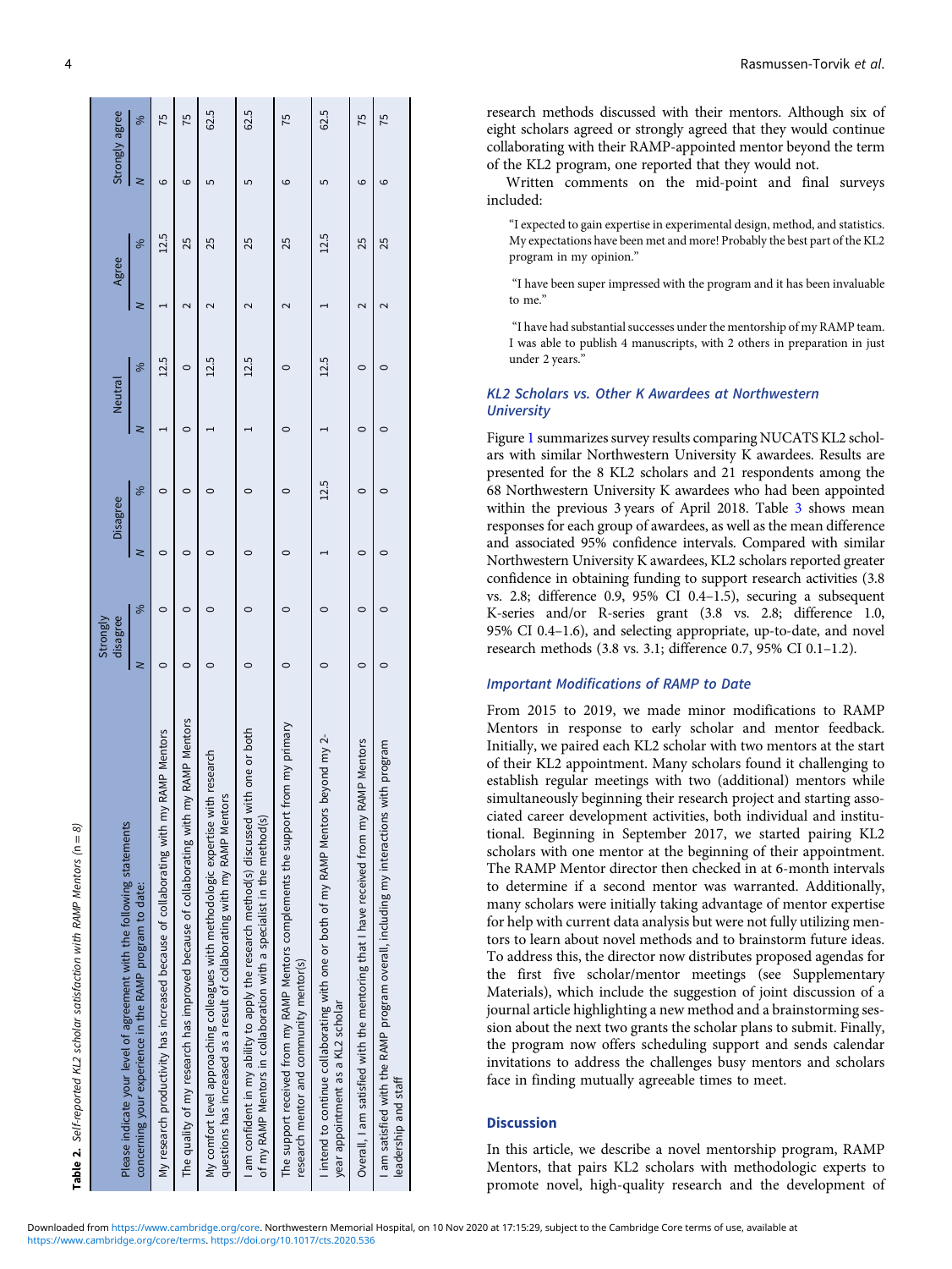**Table 2.** Self-reported KL2 scholar satisfaction with RAMP Mentors (n = 8)

| Please indicate your level of agreement with the following statements concerning your experience in the RAMP program to date: | Strongly disagree | | Disagree | | Neutral | | Agree | | Strongly agree | |
|---|---|---|---|---|---|---|---|---|---|---|
| | N | % | N | % | N | % | N | % | N | % |
| My research productivity has increased because of collaborating with my RAMP Mentors | 0 | 0 | 0 | 0 | 1 | 12.5 | 1 | 12.5 | 6 | 75 |
| The quality of my research has improved because of collaborating with my RAMP Mentors | 0 | 0 | 0 | 0 | 0 | 0 | 2 | 25 | 6 | 75 |
| My comfort level approaching colleagues with methodologic expertise with research questions has increased as a result of collaborating with my RAMP Mentors | 0 | 0 | 0 | 0 | 1 | 12.5 | 2 | 25 | 5 | 62.5 |
| I am confident in my ability to apply the research method(s) discussed with one or both of my RAMP Mentors in collaboration with a specialist in the method(s) | 0 | 0 | 0 | 0 | 1 | 12.5 | 2 | 25 | 5 | 62.5 |
| The support received from my RAMP Mentors complements the support from my primary research mentor and community mentor(s) | 0 | 0 | 0 | 0 | 0 | 0 | 2 | 25 | 6 | 75 |
| I intend to continue collaborating with one or both of my RAMP Mentors beyond my 2-year appointment as a KL2 scholar | 0 | 0 | 1 | 12.5 | 1 | 12.5 | 1 | 12.5 | 5 | 62.5 |
| Overall, I am satisfied with the mentoring that I have received from my RAMP Mentors | 0 | 0 | 0 | 0 | 0 | 0 | 2 | 25 | 6 | 75 |
| I am satisfied with the RAMP program overall, including my interactions with program leadership and staff | 0 | 0 | 0 | 0 | 0 | 0 | 2 | 25 | 6 | 75 |

research methods discussed with their mentors. Although six of eight scholars agreed or strongly agreed that they would continue collaborating with their RAMP-appointed mentor beyond the term of the KL2 program, one reported that they would not.

Written comments on the mid-point and final surveys included:

> "I expected to gain expertise in experimental design, method, and statistics. My expectations have been met and more! Probably the best part of the KL2 program in my opinion."

> "I have been super impressed with the program and it has been invaluable to me."

> "I have had substantial successes under the mentorship of my RAMP team. I was able to publish 4 manuscripts, with 2 others in preparation in just under 2 years."

### KL2 Scholars vs. Other K Awardees at Northwestern University

Figure 1 summarizes survey results comparing NUCATS KL2 scholars with similar Northwestern University K awardees. Results are presented for the 8 KL2 scholars and 21 respondents among the 68 Northwestern University K awardees who had been appointed within the previous 3 years of April 2018. Table 3 shows mean responses for each group of awardees, as well as the mean difference and associated 95% confidence intervals. Compared with similar Northwestern University K awardees, KL2 scholars reported greater confidence in obtaining funding to support research activities (3.8 vs. 2.8; difference 0.9, 95% CI 0.4–1.5), securing a subsequent K-series and/or R-series grant (3.8 vs. 2.8; difference 1.0, 95% CI 0.4–1.6), and selecting appropriate, up-to-date, and novel research methods (3.8 vs. 3.1; difference 0.7, 95% CI 0.1–1.2).

### Important Modifications of RAMP to Date

From 2015 to 2019, we made minor modifications to RAMP Mentors in response to early scholar and mentor feedback. Initially, we paired each KL2 scholar with two mentors at the start of their KL2 appointment. Many scholars found it challenging to establish regular meetings with two (additional) mentors while simultaneously beginning their research project and starting associated career development activities, both individual and institutional. Beginning in September 2017, we started pairing KL2 scholars with one mentor at the beginning of their appointment. The RAMP Mentor director then checked in at 6-month intervals to determine if a second mentor was warranted. Additionally, many scholars were initially taking advantage of mentor expertise for help with current data analysis but were not fully utilizing mentors to learn about novel methods and to brainstorm future ideas. To address this, the director now distributes proposed agendas for the first five scholar/mentor meetings (see Supplementary Materials), which include the suggestion of joint discussion of a journal article highlighting a new method and a brainstorming session about the next two grants the scholar plans to submit. Finally, the program now offers scheduling support and sends calendar invitations to address the challenges busy mentors and scholars face in finding mutually agreeable times to meet.

## Discussion

In this article, we describe a novel mentorship program, RAMP Mentors, that pairs KL2 scholars with methodologic experts to promote novel, high-quality research and the development of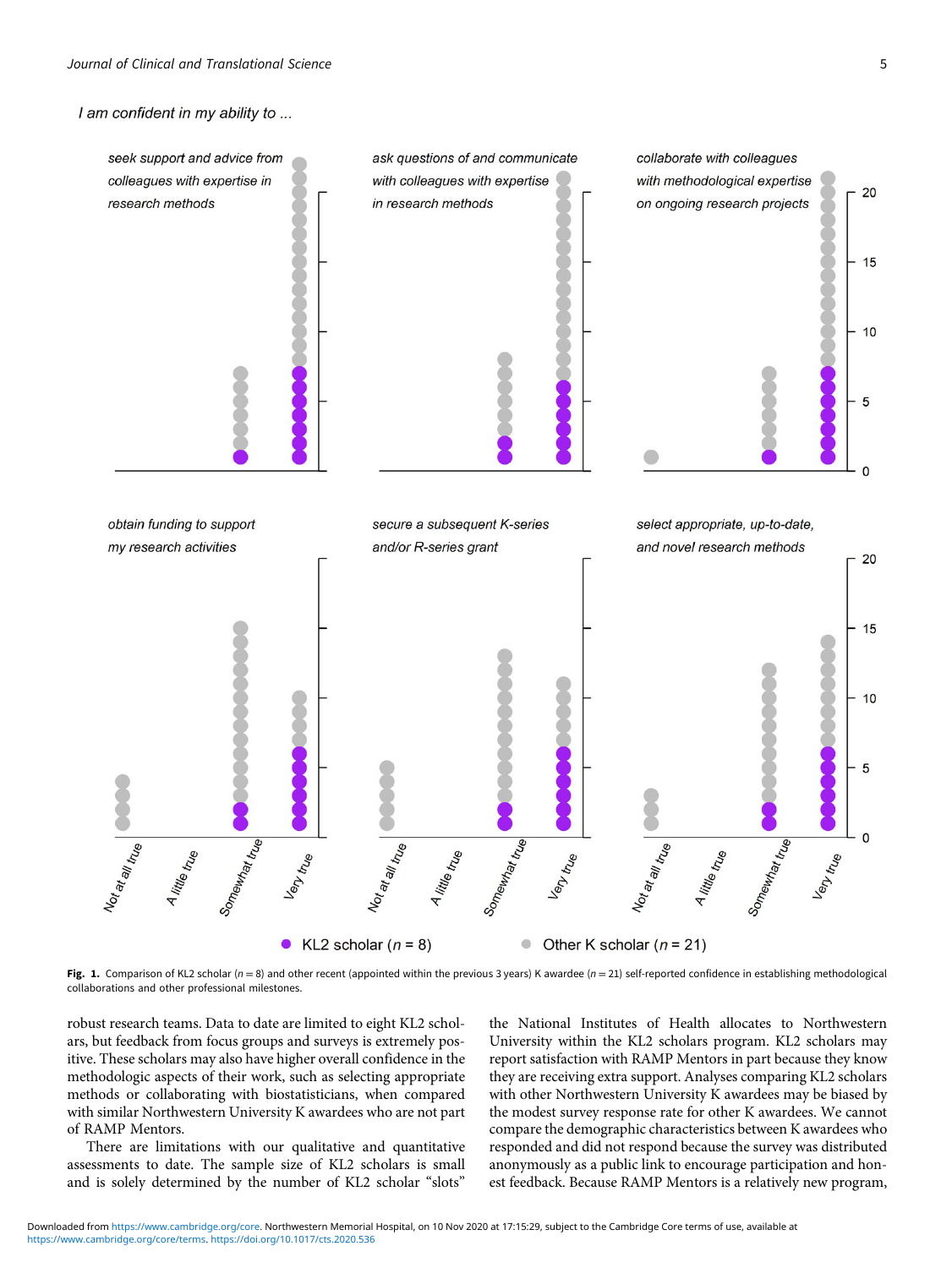*I am confident in my ability to ...*

**Fig. 1.** Comparison of KL2 scholar ($n = 8$) and other recent (appointed within the previous 3 years) K awardee ($n = 21$) self-reported confidence in establishing methodological collaborations and other professional milestones.

robust research teams. Data to date are limited to eight KL2 scholars, but feedback from focus groups and surveys is extremely positive. These scholars may also have higher overall confidence in the methodologic aspects of their work, such as selecting appropriate methods or collaborating with biostatisticians, when compared with similar Northwestern University K awardees who are not part of RAMP Mentors.

There are limitations with our qualitative and quantitative assessments to date. The sample size of KL2 scholars is small and is solely determined by the number of KL2 scholar "slots" the National Institutes of Health allocates to Northwestern University within the KL2 scholars program. KL2 scholars may report satisfaction with RAMP Mentors in part because they know they are receiving extra support. Analyses comparing KL2 scholars with other Northwestern University K awardees may be biased by the modest survey response rate for other K awardees. We cannot compare the demographic characteristics between K awardees who responded and did not respond because the survey was distributed anonymously as a public link to encourage participation and honest feedback. Because RAMP Mentors is a relatively new program,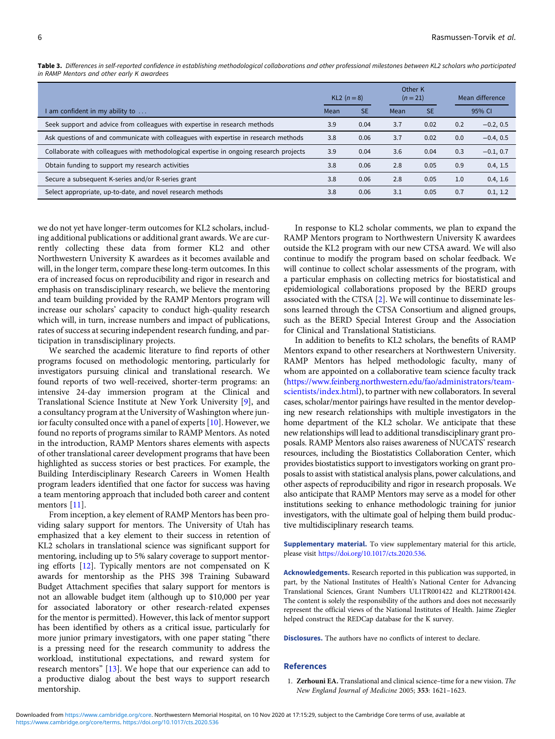**Table 3.** *Differences in self-reported confidence in establishing methodological collaborations and other professional milestones between KL2 scholars who participated in RAMP Mentors and other early K awardees*

| | KL2 ($n = 8$) | | Other K ($n = 21$) | | Mean difference | |
|---|---|---|---|---|---|---|
| I am confident in my ability to ... | Mean | SE | Mean | SE | | 95% CI |
| Seek support and advice from colleagues with expertise in research methods | 3.9 | 0.04 | 3.7 | 0.02 | 0.2 | −0.2, 0.5 |
| Ask questions of and communicate with colleagues with expertise in research methods | 3.8 | 0.06 | 3.7 | 0.02 | 0.0 | −0.4, 0.5 |
| Collaborate with colleagues with methodological expertise in ongoing research projects | 3.9 | 0.04 | 3.6 | 0.04 | 0.3 | −0.1, 0.7 |
| Obtain funding to support my research activities | 3.8 | 0.06 | 2.8 | 0.05 | 0.9 | 0.4, 1.5 |
| Secure a subsequent K-series and/or R-series grant | 3.8 | 0.06 | 2.8 | 0.05 | 1.0 | 0.4, 1.6 |
| Select appropriate, up-to-date, and novel research methods | 3.8 | 0.06 | 3.1 | 0.05 | 0.7 | 0.1, 1.2 |

we do not yet have longer-term outcomes for KL2 scholars, including additional publications or additional grant awards. We are currently collecting these data from former KL2 and other Northwestern University K awardees as it becomes available and will, in the longer term, compare these long-term outcomes. In this era of increased focus on reproducibility and rigor in research and emphasis on transdisciplinary research, we believe the mentoring and team building provided by the RAMP Mentors program will increase our scholars' capacity to conduct high-quality research which will, in turn, increase numbers and impact of publications, rates of success at securing independent research funding, and participation in transdisciplinary projects.

We searched the academic literature to find reports of other programs focused on methodologic mentoring, particularly for investigators pursuing clinical and translational research. We found reports of two well-received, shorter-term programs: an intensive 24-day immersion program at the Clinical and Translational Science Institute at New York University [9], and a consultancy program at the University of Washington where junior faculty consulted once with a panel of experts [10]. However, we found no reports of programs similar to RAMP Mentors. As noted in the introduction, RAMP Mentors shares elements with aspects of other translational career development programs that have been highlighted as success stories or best practices. For example, the Building Interdisciplinary Research Careers in Women Health program leaders identified that one factor for success was having a team mentoring approach that included both career and content mentors [11].

From inception, a key element of RAMP Mentors has been providing salary support for mentors. The University of Utah has emphasized that a key element to their success in retention of KL2 scholars in translational science was significant support for mentoring, including up to 5% salary coverage to support mentoring efforts [12]. Typically mentors are not compensated on K awards for mentorship as the PHS 398 Training Subaward Budget Attachment specifies that salary support for mentors is not an allowable budget item (although up to $10,000 per year for associated laboratory or other research-related expenses for the mentor is permitted). However, this lack of mentor support has been identified by others as a critical issue, particularly for more junior primary investigators, with one paper stating "there is a pressing need for the research community to address the workload, institutional expectations, and reward system for research mentors" [13]. We hope that our experience can add to a productive dialog about the best ways to support research mentorship.

In response to KL2 scholar comments, we plan to expand the RAMP Mentors program to Northwestern University K awardees outside the KL2 program with our new CTSA award. We will also continue to modify the program based on scholar feedback. We will continue to collect scholar assessments of the program, with a particular emphasis on collecting metrics for biostatistical and epidemiological collaborations proposed by the BERD groups associated with the CTSA [2]. We will continue to disseminate lessons learned through the CTSA Consortium and aligned groups, such as the BERD Special Interest Group and the Association for Clinical and Translational Statisticians.

In addition to benefits to KL2 scholars, the benefits of RAMP Mentors expand to other researchers at Northwestern University. RAMP Mentors has helped methodologic faculty, many of whom are appointed on a collaborative team science faculty track (https://www.feinberg.northwestern.edu/fao/administrators/team-scientists/index.html), to partner with new collaborators. In several cases, scholar/mentor pairings have resulted in the mentor developing new research relationships with multiple investigators in the home department of the KL2 scholar. We anticipate that these new relationships will lead to additional transdisciplinary grant proposals. RAMP Mentors also raises awareness of NUCATS' research resources, including the Biostatistics Collaboration Center, which provides biostatistics support to investigators working on grant proposals to assist with statistical analysis plans, power calculations, and other aspects of reproducibility and rigor in research proposals. We also anticipate that RAMP Mentors may serve as a model for other institutions seeking to enhance methodologic training for junior investigators, with the ultimate goal of helping them build productive multidisciplinary research teams.

**Supplementary material.** To view supplementary material for this article, please visit https://doi.org/10.1017/cts.2020.536.

**Acknowledgements.** Research reported in this publication was supported, in part, by the National Institutes of Health's National Center for Advancing Translational Sciences, Grant Numbers UL1TR001422 and KL2TR001424. The content is solely the responsibility of the authors and does not necessarily represent the official views of the National Institutes of Health. Jaime Ziegler helped construct the REDCap database for the K survey.

**Disclosures.** The authors have no conflicts of interest to declare.

## References

1. **Zerhouni EA.** Translational and clinical science–time for a new vision. *The New England Journal of Medicine* 2005; **353**: 1621–1623.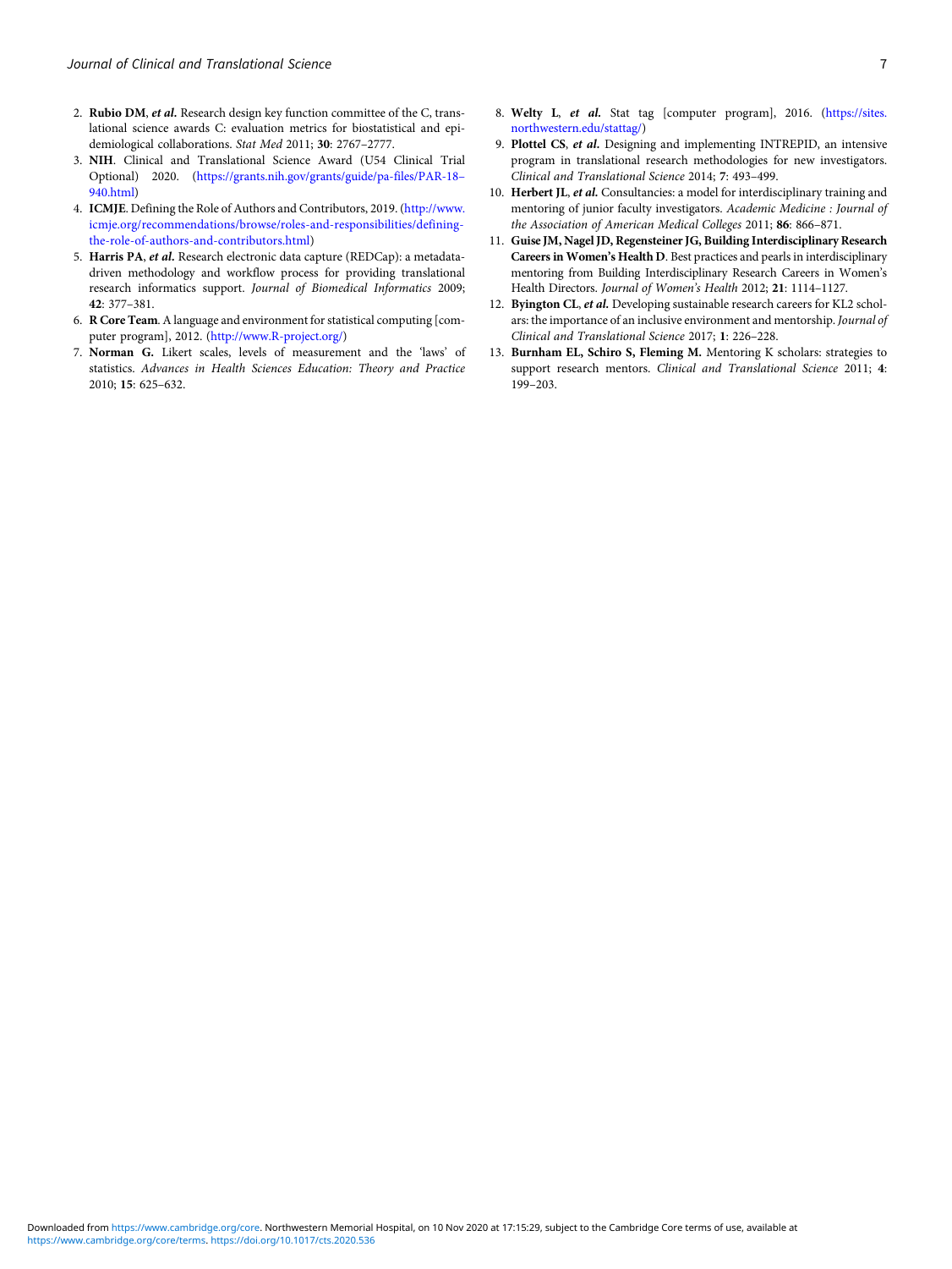2. **Rubio DM**, ***et al.*** Research design key function committee of the C, translational science awards C: evaluation metrics for biostatistical and epidemiological collaborations. *Stat Med* 2011; **30**: 2767–2777.
3. **NIH**. Clinical and Translational Science Award (U54 Clinical Trial Optional) 2020. (https://grants.nih.gov/grants/guide/pa-files/PAR-18–940.html)
4. **ICMJE**. Defining the Role of Authors and Contributors, 2019. (http://www.icmje.org/recommendations/browse/roles-and-responsibilities/defining-the-role-of-authors-and-contributors.html)
5. **Harris PA**, ***et al.*** Research electronic data capture (REDCap): a metadata-driven methodology and workflow process for providing translational research informatics support. *Journal of Biomedical Informatics* 2009; **42**: 377–381.
6. **R Core Team**. A language and environment for statistical computing [computer program], 2012. (http://www.R-project.org/)
7. **Norman G.** Likert scales, levels of measurement and the 'laws' of statistics. *Advances in Health Sciences Education: Theory and Practice* 2010; **15**: 625–632.
8. **Welty L**, ***et al.*** Stat tag [computer program], 2016. (https://sites.northwestern.edu/stattag/)
9. **Plottel CS**, ***et al.*** Designing and implementing INTREPID, an intensive program in translational research methodologies for new investigators. *Clinical and Translational Science* 2014; **7**: 493–499.
10. **Herbert JL**, ***et al.*** Consultancies: a model for interdisciplinary training and mentoring of junior faculty investigators. *Academic Medicine : Journal of the Association of American Medical Colleges* 2011; **86**: 866–871.
11. **Guise JM, Nagel JD, Regensteiner JG, Building Interdisciplinary Research Careers in Women's Health D**. Best practices and pearls in interdisciplinary mentoring from Building Interdisciplinary Research Careers in Women's Health Directors. *Journal of Women's Health* 2012; **21**: 1114–1127.
12. **Byington CL**, ***et al.*** Developing sustainable research careers for KL2 scholars: the importance of an inclusive environment and mentorship. *Journal of Clinical and Translational Science* 2017; **1**: 226–228.
13. **Burnham EL, Schiro S, Fleming M.** Mentoring K scholars: strategies to support research mentors. *Clinical and Translational Science* 2011; **4**: 199–203.